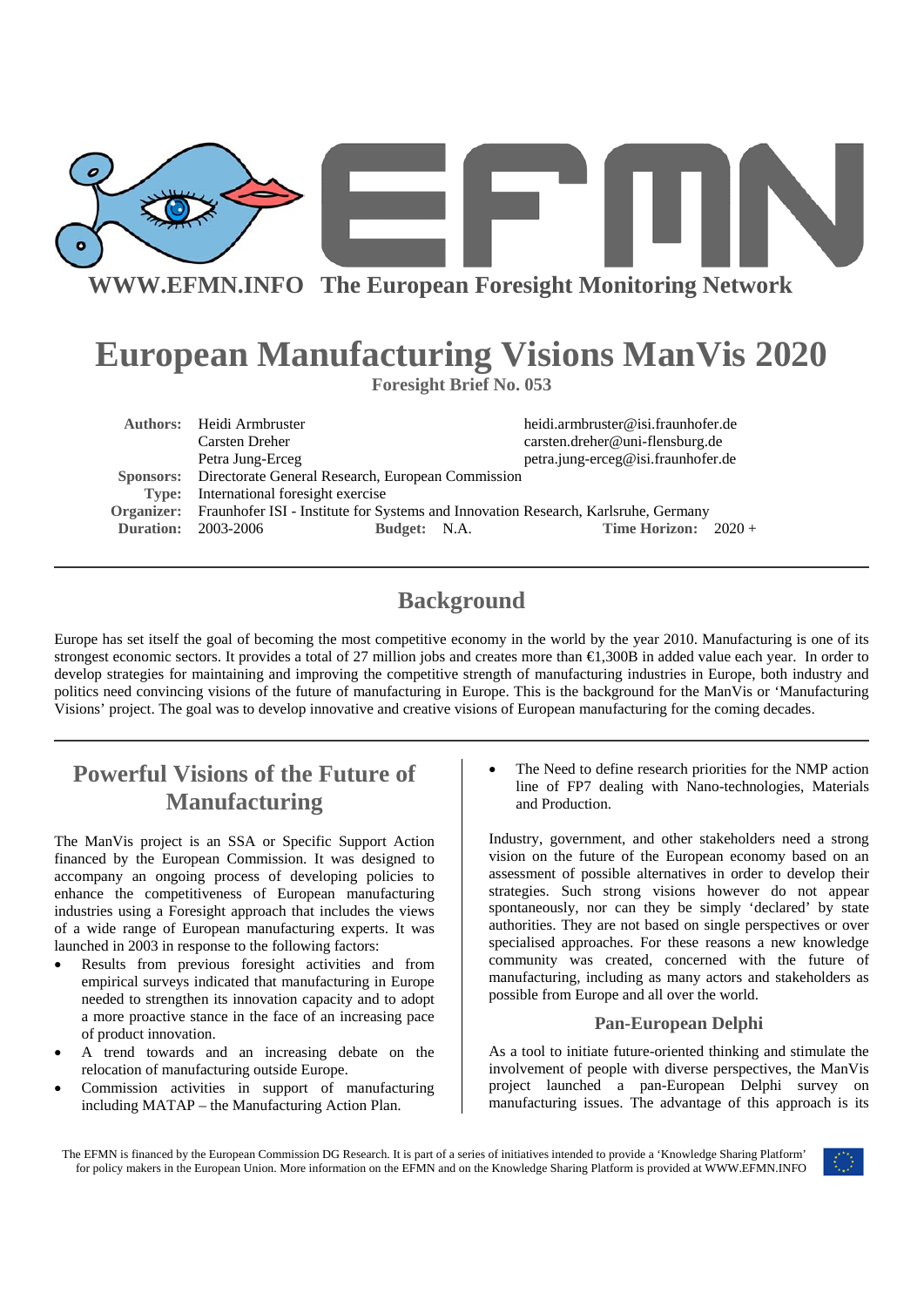WWW.EFMN.INFO The European Foresight Monitoring Network

# European Manufacturing Visions ManVis 2020

**Foresight Brief No. 053**

| | | |
|---|---|---|
| **Authors:** | Heidi Armbruster | heidi.armbruster@isi.fraunhofer.de |
| | Carsten Dreher | carsten.dreher@uni-flensburg.de |
| | Petra Jung-Erceg | petra.jung-erceg@isi.fraunhofer.de |
| **Sponsors:** | Directorate General Research, European Commission | |
| **Type:** | International foresight exercise | |
| **Organizer:** | Fraunhofer ISI - Institute for Systems and Innovation Research, Karlsruhe, Germany | |
| **Duration:** | 2003-2006 **Budget:** N.A. | **Time Horizon:** 2020 + |

## Background

Europe has set itself the goal of becoming the most competitive economy in the world by the year 2010. Manufacturing is one of its strongest economic sectors. It provides a total of 27 million jobs and creates more than €1,300B in added value each year. In order to develop strategies for maintaining and improving the competitive strength of manufacturing industries in Europe, both industry and politics need convincing visions of the future of manufacturing in Europe. This is the background for the ManVis or 'Manufacturing Visions' project. The goal was to develop innovative and creative visions of European manufacturing for the coming decades.

## Powerful Visions of the Future of Manufacturing

The ManVis project is an SSA or Specific Support Action financed by the European Commission. It was designed to accompany an ongoing process of developing policies to enhance the competitiveness of European manufacturing industries using a Foresight approach that includes the views of a wide range of European manufacturing experts. It was launched in 2003 in response to the following factors:

- Results from previous foresight activities and from empirical surveys indicated that manufacturing in Europe needed to strengthen its innovation capacity and to adopt a more proactive stance in the face of an increasing pace of product innovation.
- A trend towards and an increasing debate on the relocation of manufacturing outside Europe.
- Commission activities in support of manufacturing including MATAP – the Manufacturing Action Plan.
- The Need to define research priorities for the NMP action line of FP7 dealing with Nano-technologies, Materials and Production.

Industry, government, and other stakeholders need a strong vision on the future of the European economy based on an assessment of possible alternatives in order to develop their strategies. Such strong visions however do not appear spontaneously, nor can they be simply 'declared' by state authorities. They are not based on single perspectives or over specialised approaches. For these reasons a new knowledge community was created, concerned with the future of manufacturing, including as many actors and stakeholders as possible from Europe and all over the world.

### Pan-European Delphi

As a tool to initiate future-oriented thinking and stimulate the involvement of people with diverse perspectives, the ManVis project launched a pan-European Delphi survey on manufacturing issues. The advantage of this approach is its

The EFMN is financed by the European Commission DG Research. It is part of a series of initiatives intended to provide a 'Knowledge Sharing Platform' for policy makers in the European Union. More information on the EFMN and on the Knowledge Sharing Platform is provided at WWW.EFMN.INFO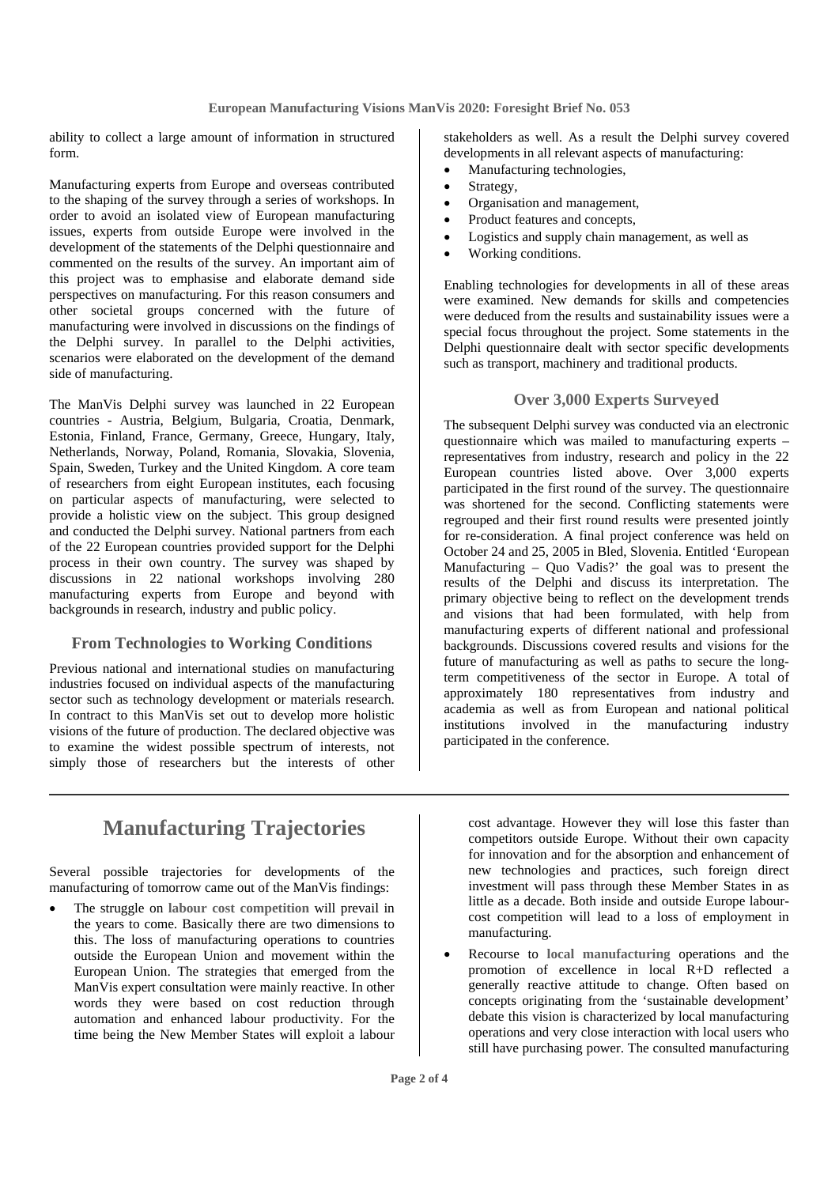ability to collect a large amount of information in structured form.

Manufacturing experts from Europe and overseas contributed to the shaping of the survey through a series of workshops. In order to avoid an isolated view of European manufacturing issues, experts from outside Europe were involved in the development of the statements of the Delphi questionnaire and commented on the results of the survey. An important aim of this project was to emphasise and elaborate demand side perspectives on manufacturing. For this reason consumers and other societal groups concerned with the future of manufacturing were involved in discussions on the findings of the Delphi survey. In parallel to the Delphi activities, scenarios were elaborated on the development of the demand side of manufacturing.

The ManVis Delphi survey was launched in 22 European countries - Austria, Belgium, Bulgaria, Croatia, Denmark, Estonia, Finland, France, Germany, Greece, Hungary, Italy, Netherlands, Norway, Poland, Romania, Slovakia, Slovenia, Spain, Sweden, Turkey and the United Kingdom. A core team of researchers from eight European institutes, each focusing on particular aspects of manufacturing, were selected to provide a holistic view on the subject. This group designed and conducted the Delphi survey. National partners from each of the 22 European countries provided support for the Delphi process in their own country. The survey was shaped by discussions in 22 national workshops involving 280 manufacturing experts from Europe and beyond with backgrounds in research, industry and public policy.

### From Technologies to Working Conditions

Previous national and international studies on manufacturing industries focused on individual aspects of the manufacturing sector such as technology development or materials research. In contract to this ManVis set out to develop more holistic visions of the future of production. The declared objective was to examine the widest possible spectrum of interests, not simply those of researchers but the interests of other stakeholders as well. As a result the Delphi survey covered developments in all relevant aspects of manufacturing:

- Manufacturing technologies,
- Strategy,
- Organisation and management,
- Product features and concepts,
- Logistics and supply chain management, as well as
- Working conditions.

Enabling technologies for developments in all of these areas were examined. New demands for skills and competencies were deduced from the results and sustainability issues were a special focus throughout the project. Some statements in the Delphi questionnaire dealt with sector specific developments such as transport, machinery and traditional products.

### Over 3,000 Experts Surveyed

The subsequent Delphi survey was conducted via an electronic questionnaire which was mailed to manufacturing experts – representatives from industry, research and policy in the 22 European countries listed above. Over 3,000 experts participated in the first round of the survey. The questionnaire was shortened for the second. Conflicting statements were regrouped and their first round results were presented jointly for re-consideration. A final project conference was held on October 24 and 25, 2005 in Bled, Slovenia. Entitled 'European Manufacturing – Quo Vadis?' the goal was to present the results of the Delphi and discuss its interpretation. The primary objective being to reflect on the development trends and visions that had been formulated, with help from manufacturing experts of different national and professional backgrounds. Discussions covered results and visions for the future of manufacturing as well as paths to secure the long-term competitiveness of the sector in Europe. A total of approximately 180 representatives from industry and academia as well as from European and national political institutions involved in the manufacturing industry participated in the conference.

## Manufacturing Trajectories

Several possible trajectories for developments of the manufacturing of tomorrow came out of the ManVis findings:

- The struggle on **labour cost competition** will prevail in the years to come. Basically there are two dimensions to this. The loss of manufacturing operations to countries outside the European Union and movement within the European Union. The strategies that emerged from the ManVis expert consultation were mainly reactive. In other words they were based on cost reduction through automation and enhanced labour productivity. For the time being the New Member States will exploit a labour cost advantage. However they will lose this faster than competitors outside Europe. Without their own capacity for innovation and for the absorption and enhancement of new technologies and practices, such foreign direct investment will pass through these Member States in as little as a decade. Both inside and outside Europe labour-cost competition will lead to a loss of employment in manufacturing.
- Recourse to **local manufacturing** operations and the promotion of excellence in local R+D reflected a generally reactive attitude to change. Often based on concepts originating from the 'sustainable development' debate this vision is characterized by local manufacturing operations and very close interaction with local users who still have purchasing power. The consulted manufacturing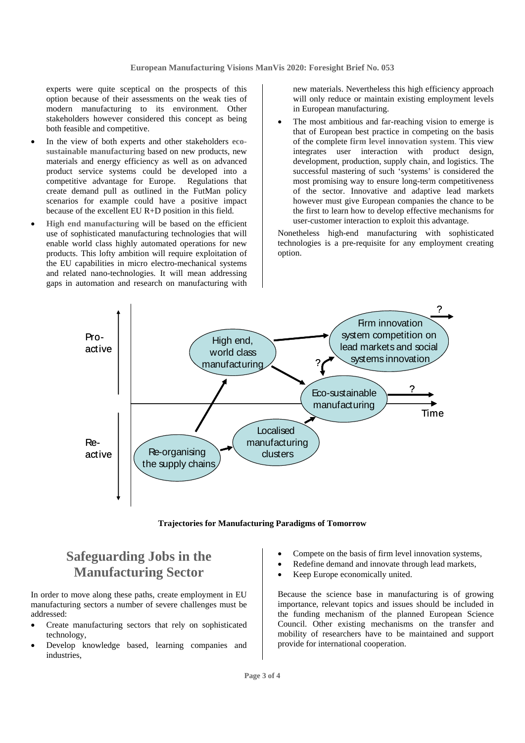experts were quite sceptical on the prospects of this option because of their assessments on the weak ties of modern manufacturing to its environment. Other stakeholders however considered this concept as being both feasible and competitive.

- In the view of both experts and other stakeholders **eco-sustainable manufacturing** based on new products, new materials and energy efficiency as well as on advanced product service systems could be developed into a competitive advantage for Europe. Regulations that create demand pull as outlined in the FutMan policy scenarios for example could have a positive impact because of the excellent EU R+D position in this field.
- **High end manufacturing** will be based on the efficient use of sophisticated manufacturing technologies that will enable world class highly automated operations for new products. This lofty ambition will require exploitation of the EU capabilities in micro electro-mechanical systems and related nano-technologies. It will mean addressing gaps in automation and research on manufacturing with new materials. Nevertheless this high efficiency approach will only reduce or maintain existing employment levels in European manufacturing.
- The most ambitious and far-reaching vision to emerge is that of European best practice in competing on the basis of the complete **firm level innovation system**. This view integrates user interaction with product design, development, production, supply chain, and logistics. The successful mastering of such 'systems' is considered the most promising way to ensure long-term competitiveness of the sector. Innovative and adaptive lead markets however must give European companies the chance to be the first to learn how to develop effective mechanisms for user-customer interaction to exploit this advantage.

Nonetheless high-end manufacturing with sophisticated technologies is a pre-requisite for any employment creating option.

**Trajectories for Manufacturing Paradigms of Tomorrow**

## Safeguarding Jobs in the Manufacturing Sector

In order to move along these paths, create employment in EU manufacturing sectors a number of severe challenges must be addressed:

- Create manufacturing sectors that rely on sophisticated technology,
- Develop knowledge based, learning companies and industries,
- Compete on the basis of firm level innovation systems,
- Redefine demand and innovate through lead markets,
- Keep Europe economically united.

Because the science base in manufacturing is of growing importance, relevant topics and issues should be included in the funding mechanism of the planned European Science Council. Other existing mechanisms on the transfer and mobility of researchers have to be maintained and support provide for international cooperation.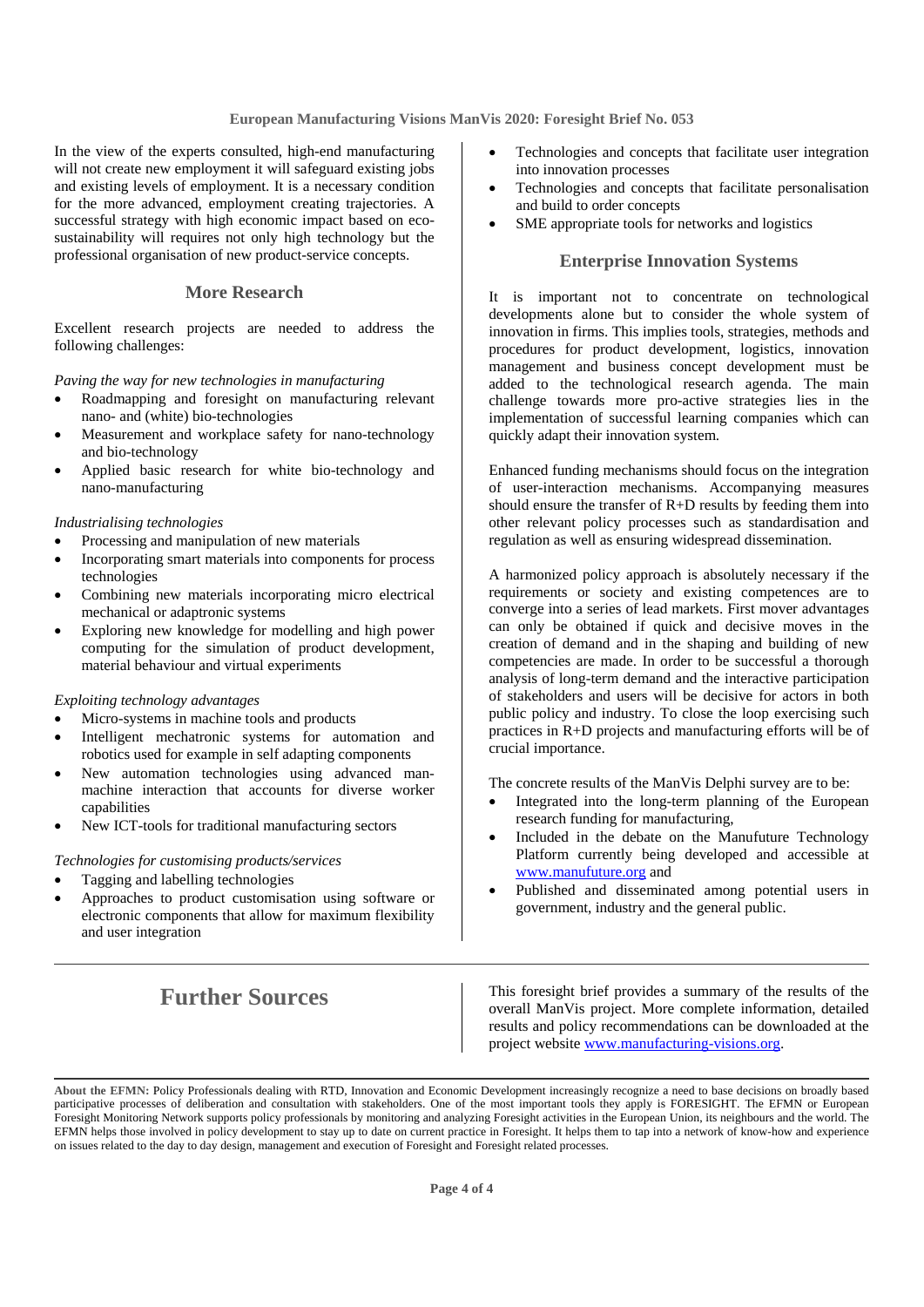In the view of the experts consulted, high-end manufacturing will not create new employment it will safeguard existing jobs and existing levels of employment. It is a necessary condition for the more advanced, employment creating trajectories. A successful strategy with high economic impact based on eco-sustainability will requires not only high technology but the professional organisation of new product-service concepts.

## More Research

Excellent research projects are needed to address the following challenges:

*Paving the way for new technologies in manufacturing*

- Roadmapping and foresight on manufacturing relevant nano- and (white) bio-technologies
- Measurement and workplace safety for nano-technology and bio-technology
- Applied basic research for white bio-technology and nano-manufacturing

*Industrialising technologies*

- Processing and manipulation of new materials
- Incorporating smart materials into components for process technologies
- Combining new materials incorporating micro electrical mechanical or adaptronic systems
- Exploring new knowledge for modelling and high power computing for the simulation of product development, material behaviour and virtual experiments

*Exploiting technology advantages*

- Micro-systems in machine tools and products
- Intelligent mechatronic systems for automation and robotics used for example in self adapting components
- New automation technologies using advanced man-machine interaction that accounts for diverse worker capabilities
- New ICT-tools for traditional manufacturing sectors

*Technologies for customising products/services*

- Tagging and labelling technologies
- Approaches to product customisation using software or electronic components that allow for maximum flexibility and user integration
- Technologies and concepts that facilitate user integration into innovation processes
- Technologies and concepts that facilitate personalisation and build to order concepts
- SME appropriate tools for networks and logistics

## Enterprise Innovation Systems

It is important not to concentrate on technological developments alone but to consider the whole system of innovation in firms. This implies tools, strategies, methods and procedures for product development, logistics, innovation management and business concept development must be added to the technological research agenda. The main challenge towards more pro-active strategies lies in the implementation of successful learning companies which can quickly adapt their innovation system.

Enhanced funding mechanisms should focus on the integration of user-interaction mechanisms. Accompanying measures should ensure the transfer of R+D results by feeding them into other relevant policy processes such as standardisation and regulation as well as ensuring widespread dissemination.

A harmonized policy approach is absolutely necessary if the requirements or society and existing competences are to converge into a series of lead markets. First mover advantages can only be obtained if quick and decisive moves in the creation of demand and in the shaping and building of new competencies are made. In order to be successful a thorough analysis of long-term demand and the interactive participation of stakeholders and users will be decisive for actors in both public policy and industry. To close the loop exercising such practices in R+D projects and manufacturing efforts will be of crucial importance.

The concrete results of the ManVis Delphi survey are to be:

- Integrated into the long-term planning of the European research funding for manufacturing,
- Included in the debate on the Manufuture Technology Platform currently being developed and accessible at www.manufuture.org and
- Published and disseminated among potential users in government, industry and the general public.

# Further Sources

This foresight brief provides a summary of the results of the overall ManVis project. More complete information, detailed results and policy recommendations can be downloaded at the project website www.manufacturing-visions.org.

**About the EFMN:** Policy Professionals dealing with RTD, Innovation and Economic Development increasingly recognize a need to base decisions on broadly based participative processes of deliberation and consultation with stakeholders. One of the most important tools they apply is FORESIGHT. The EFMN or European Foresight Monitoring Network supports policy professionals by monitoring and analyzing Foresight activities in the European Union, its neighbours and the world. The EFMN helps those involved in policy development to stay up to date on current practice in Foresight. It helps them to tap into a network of know-how and experience on issues related to the day to day design, management and execution of Foresight and Foresight related processes.